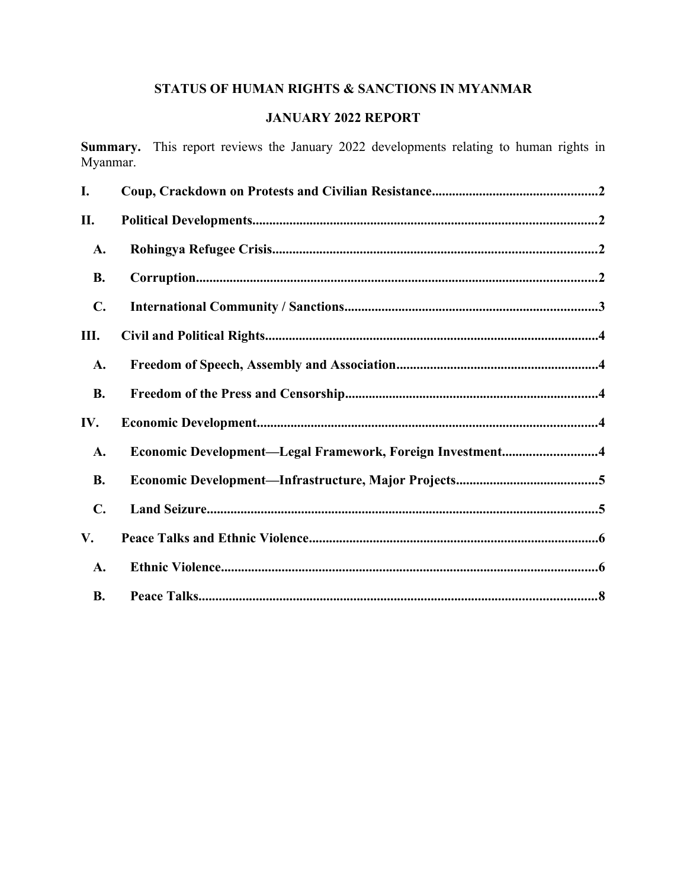# STATUS OF HUMAN RIGHTS & SANCTIONS IN MYANMAR

## JANUARY 2022 REPORT

**Summary.** This report reviews the January 2022 developments relating to human rights in Myanmar.

**I. Coup, Crackdown on Protests and Civilian Resistance** ........ 2

**II. Political Developments** ........ 2

- **A. Rohingya Refugee Crisis** ........ 2
- **B. Corruption** ........ 2
- **C. International Community / Sanctions** ........ 3

**III. Civil and Political Rights** ........ 4

- **A. Freedom of Speech, Assembly and Association** ........ 4
- **B. Freedom of the Press and Censorship** ........ 4

**IV. Economic Development** ........ 4

- **A. Economic Development—Legal Framework, Foreign Investment** ........ 4
- **B. Economic Development—Infrastructure, Major Projects** ........ 5
- **C. Land Seizure** ........ 5

**V. Peace Talks and Ethnic Violence** ........ 6

- **A. Ethnic Violence** ........ 6
- **B. Peace Talks** ........ 8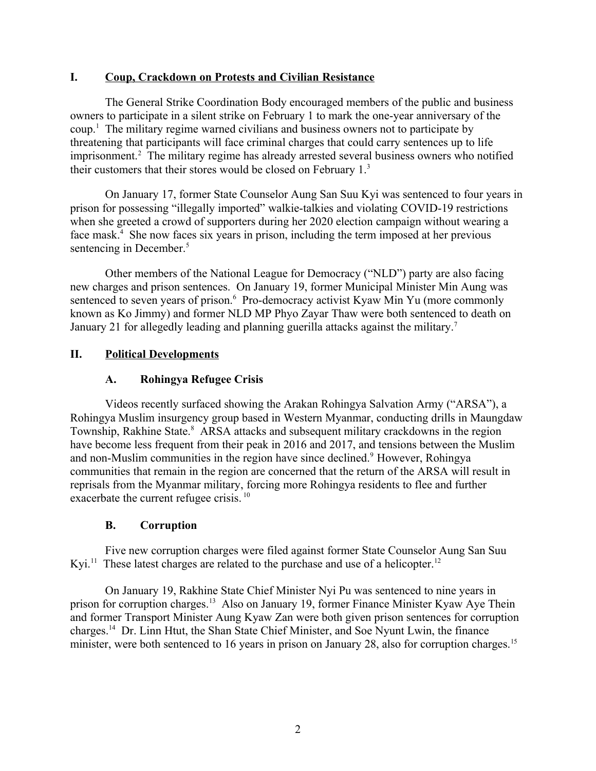## I. Coup, Crackdown on Protests and Civilian Resistance

The General Strike Coordination Body encouraged members of the public and business owners to participate in a silent strike on February 1 to mark the one-year anniversary of the coup.[1] The military regime warned civilians and business owners not to participate by threatening that participants will face criminal charges that could carry sentences up to life imprisonment.[2] The military regime has already arrested several business owners who notified their customers that their stores would be closed on February 1.[3]

On January 17, former State Counselor Aung San Suu Kyi was sentenced to four years in prison for possessing "illegally imported" walkie-talkies and violating COVID-19 restrictions when she greeted a crowd of supporters during her 2020 election campaign without wearing a face mask.[4] She now faces six years in prison, including the term imposed at her previous sentencing in December.[5]

Other members of the National League for Democracy ("NLD") party are also facing new charges and prison sentences. On January 19, former Municipal Minister Min Aung was sentenced to seven years of prison.[6] Pro-democracy activist Kyaw Min Yu (more commonly known as Ko Jimmy) and former NLD MP Phyo Zayar Thaw were both sentenced to death on January 21 for allegedly leading and planning guerilla attacks against the military.[7]

## II. Political Developments

### A. Rohingya Refugee Crisis

Videos recently surfaced showing the Arakan Rohingya Salvation Army ("ARSA"), a Rohingya Muslim insurgency group based in Western Myanmar, conducting drills in Maungdaw Township, Rakhine State.[8] ARSA attacks and subsequent military crackdowns in the region have become less frequent from their peak in 2016 and 2017, and tensions between the Muslim and non-Muslim communities in the region have since declined.[9] However, Rohingya communities that remain in the region are concerned that the return of the ARSA will result in reprisals from the Myanmar military, forcing more Rohingya residents to flee and further exacerbate the current refugee crisis.[10]

### B. Corruption

Five new corruption charges were filed against former State Counselor Aung San Suu Kyi.[11] These latest charges are related to the purchase and use of a helicopter.[12]

On January 19, Rakhine State Chief Minister Nyi Pu was sentenced to nine years in prison for corruption charges.[13] Also on January 19, former Finance Minister Kyaw Aye Thein and former Transport Minister Aung Kyaw Zan were both given prison sentences for corruption charges.[14] Dr. Linn Htut, the Shan State Chief Minister, and Soe Nyunt Lwin, the finance minister, were both sentenced to 16 years in prison on January 28, also for corruption charges.[15]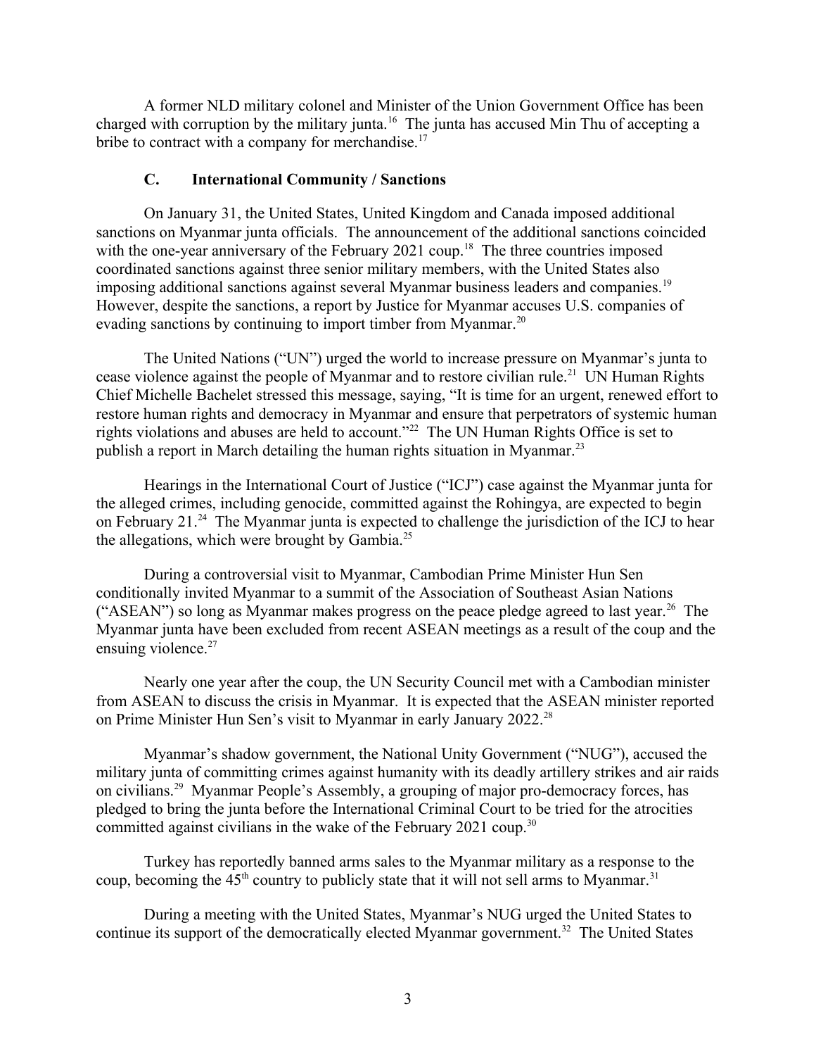A former NLD military colonel and Minister of the Union Government Office has been charged with corruption by the military junta.[16] The junta has accused Min Thu of accepting a bribe to contract with a company for merchandise.[17]

### C. International Community / Sanctions

On January 31, the United States, United Kingdom and Canada imposed additional sanctions on Myanmar junta officials. The announcement of the additional sanctions coincided with the one-year anniversary of the February 2021 coup.[18] The three countries imposed coordinated sanctions against three senior military members, with the United States also imposing additional sanctions against several Myanmar business leaders and companies.[19] However, despite the sanctions, a report by Justice for Myanmar accuses U.S. companies of evading sanctions by continuing to import timber from Myanmar.[20]

The United Nations ("UN") urged the world to increase pressure on Myanmar's junta to cease violence against the people of Myanmar and to restore civilian rule.[21] UN Human Rights Chief Michelle Bachelet stressed this message, saying, "It is time for an urgent, renewed effort to restore human rights and democracy in Myanmar and ensure that perpetrators of systemic human rights violations and abuses are held to account."[22] The UN Human Rights Office is set to publish a report in March detailing the human rights situation in Myanmar.[23]

Hearings in the International Court of Justice ("ICJ") case against the Myanmar junta for the alleged crimes, including genocide, committed against the Rohingya, are expected to begin on February 21.[24] The Myanmar junta is expected to challenge the jurisdiction of the ICJ to hear the allegations, which were brought by Gambia.[25]

During a controversial visit to Myanmar, Cambodian Prime Minister Hun Sen conditionally invited Myanmar to a summit of the Association of Southeast Asian Nations ("ASEAN") so long as Myanmar makes progress on the peace pledge agreed to last year.[26] The Myanmar junta have been excluded from recent ASEAN meetings as a result of the coup and the ensuing violence.[27]

Nearly one year after the coup, the UN Security Council met with a Cambodian minister from ASEAN to discuss the crisis in Myanmar. It is expected that the ASEAN minister reported on Prime Minister Hun Sen's visit to Myanmar in early January 2022.[28]

Myanmar's shadow government, the National Unity Government ("NUG"), accused the military junta of committing crimes against humanity with its deadly artillery strikes and air raids on civilians.[29] Myanmar People's Assembly, a grouping of major pro-democracy forces, has pledged to bring the junta before the International Criminal Court to be tried for the atrocities committed against civilians in the wake of the February 2021 coup.[30]

Turkey has reportedly banned arms sales to the Myanmar military as a response to the coup, becoming the 45th country to publicly state that it will not sell arms to Myanmar.[31]

During a meeting with the United States, Myanmar's NUG urged the United States to continue its support of the democratically elected Myanmar government.[32] The United States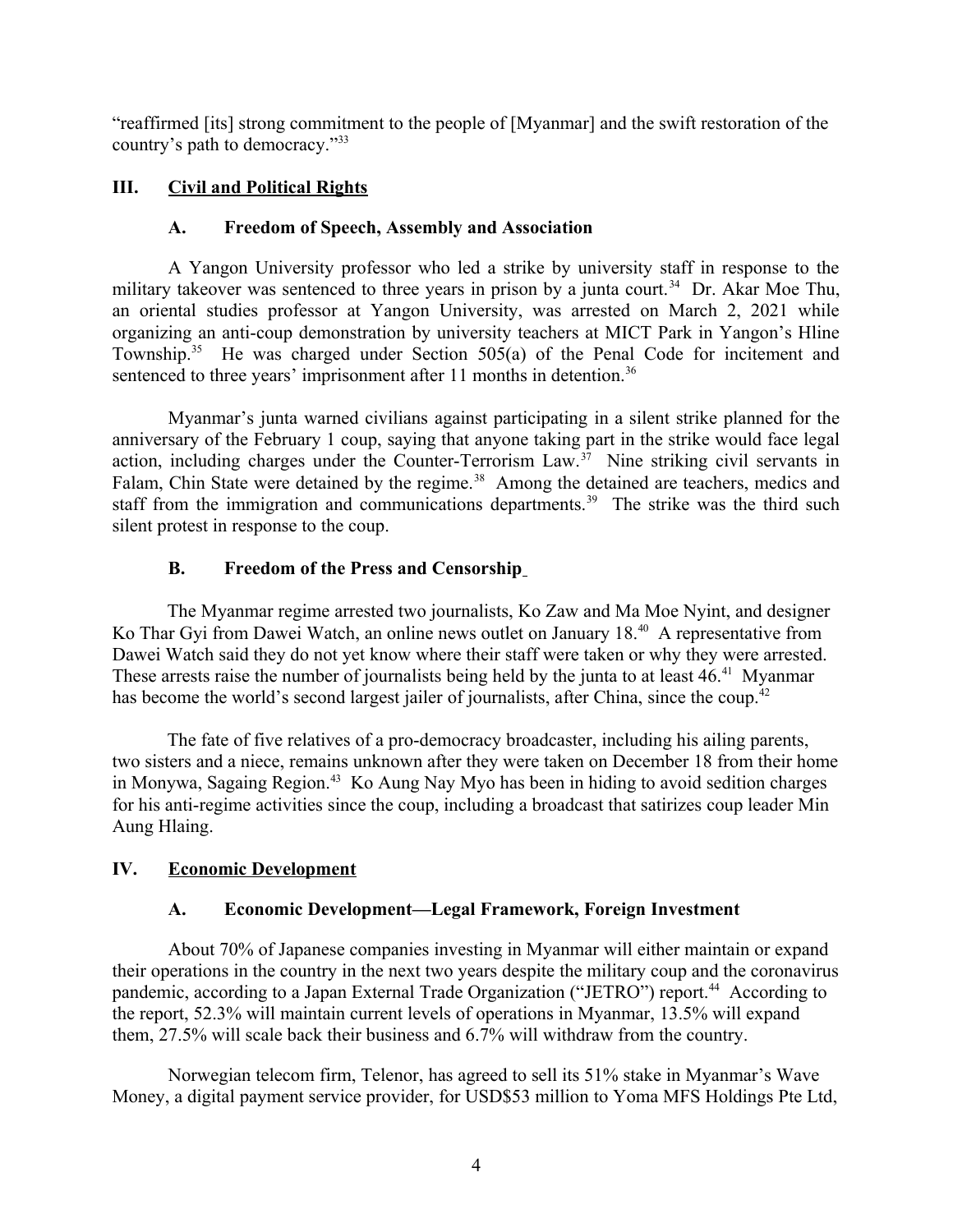"reaffirmed [its] strong commitment to the people of [Myanmar] and the swift restoration of the country's path to democracy."[33]

## III. Civil and Political Rights

### A. Freedom of Speech, Assembly and Association

A Yangon University professor who led a strike by university staff in response to the military takeover was sentenced to three years in prison by a junta court.[34] Dr. Akar Moe Thu, an oriental studies professor at Yangon University, was arrested on March 2, 2021 while organizing an anti-coup demonstration by university teachers at MICT Park in Yangon's Hline Township.[35] He was charged under Section 505(a) of the Penal Code for incitement and sentenced to three years' imprisonment after 11 months in detention.[36]

Myanmar's junta warned civilians against participating in a silent strike planned for the anniversary of the February 1 coup, saying that anyone taking part in the strike would face legal action, including charges under the Counter-Terrorism Law.[37] Nine striking civil servants in Falam, Chin State were detained by the regime.[38] Among the detained are teachers, medics and staff from the immigration and communications departments.[39] The strike was the third such silent protest in response to the coup.

### B. Freedom of the Press and Censorship

The Myanmar regime arrested two journalists, Ko Zaw and Ma Moe Nyint, and designer Ko Thar Gyi from Dawei Watch, an online news outlet on January 18.[40] A representative from Dawei Watch said they do not yet know where their staff were taken or why they were arrested. These arrests raise the number of journalists being held by the junta to at least 46.[41] Myanmar has become the world's second largest jailer of journalists, after China, since the coup.[42]

The fate of five relatives of a pro-democracy broadcaster, including his ailing parents, two sisters and a niece, remains unknown after they were taken on December 18 from their home in Monywa, Sagaing Region.[43] Ko Aung Nay Myo has been in hiding to avoid sedition charges for his anti-regime activities since the coup, including a broadcast that satirizes coup leader Min Aung Hlaing.

## IV. Economic Development

### A. Economic Development—Legal Framework, Foreign Investment

About 70% of Japanese companies investing in Myanmar will either maintain or expand their operations in the country in the next two years despite the military coup and the coronavirus pandemic, according to a Japan External Trade Organization ("JETRO") report.[44] According to the report, 52.3% will maintain current levels of operations in Myanmar, 13.5% will expand them, 27.5% will scale back their business and 6.7% will withdraw from the country.

Norwegian telecom firm, Telenor, has agreed to sell its 51% stake in Myanmar's Wave Money, a digital payment service provider, for USD$53 million to Yoma MFS Holdings Pte Ltd,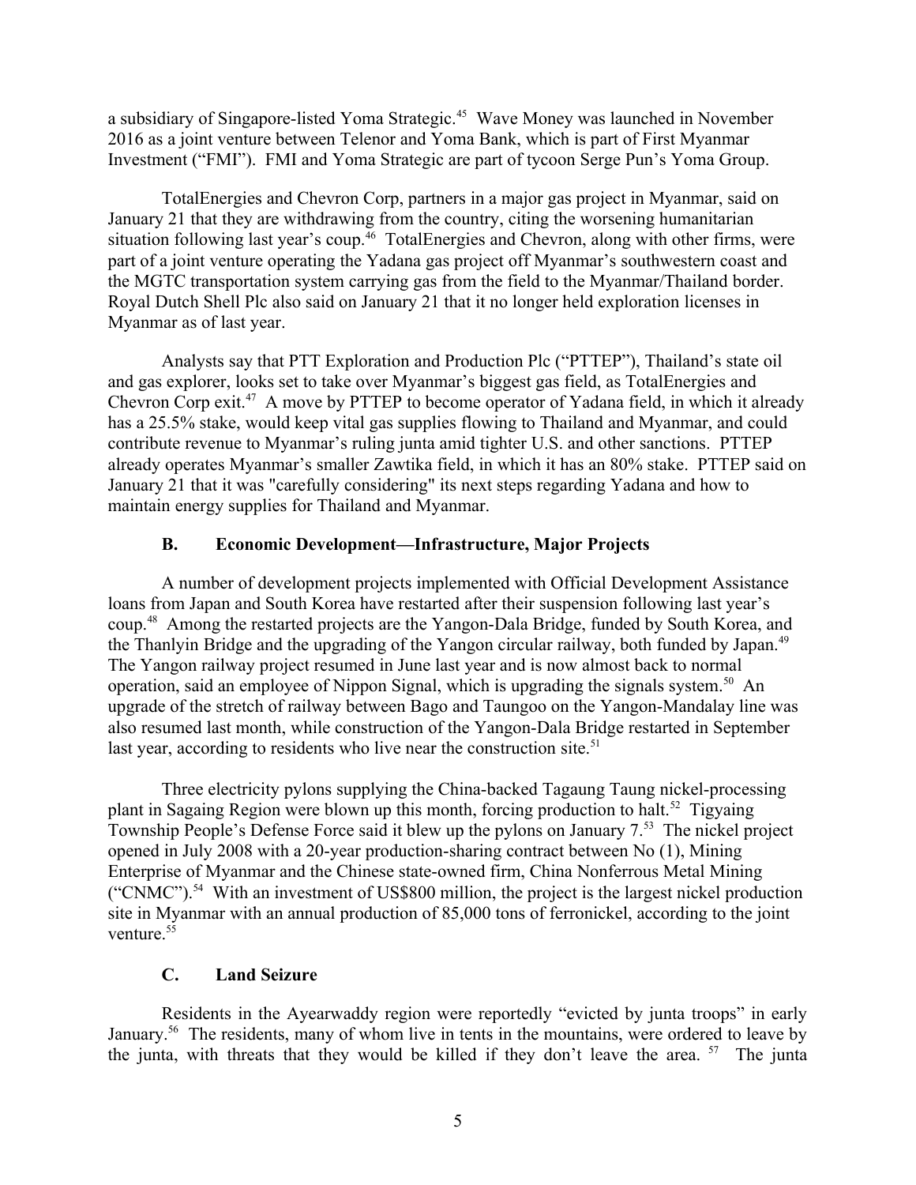a subsidiary of Singapore-listed Yoma Strategic.[45] Wave Money was launched in November 2016 as a joint venture between Telenor and Yoma Bank, which is part of First Myanmar Investment ("FMI"). FMI and Yoma Strategic are part of tycoon Serge Pun's Yoma Group.

TotalEnergies and Chevron Corp, partners in a major gas project in Myanmar, said on January 21 that they are withdrawing from the country, citing the worsening humanitarian situation following last year's coup.[46] TotalEnergies and Chevron, along with other firms, were part of a joint venture operating the Yadana gas project off Myanmar's southwestern coast and the MGTC transportation system carrying gas from the field to the Myanmar/Thailand border. Royal Dutch Shell Plc also said on January 21 that it no longer held exploration licenses in Myanmar as of last year.

Analysts say that PTT Exploration and Production Plc ("PTTEP"), Thailand's state oil and gas explorer, looks set to take over Myanmar's biggest gas field, as TotalEnergies and Chevron Corp exit.[47] A move by PTTEP to become operator of Yadana field, in which it already has a 25.5% stake, would keep vital gas supplies flowing to Thailand and Myanmar, and could contribute revenue to Myanmar's ruling junta amid tighter U.S. and other sanctions. PTTEP already operates Myanmar's smaller Zawtika field, in which it has an 80% stake. PTTEP said on January 21 that it was "carefully considering" its next steps regarding Yadana and how to maintain energy supplies for Thailand and Myanmar.

### B. Economic Development—Infrastructure, Major Projects

A number of development projects implemented with Official Development Assistance loans from Japan and South Korea have restarted after their suspension following last year's coup.[48] Among the restarted projects are the Yangon-Dala Bridge, funded by South Korea, and the Thanlyin Bridge and the upgrading of the Yangon circular railway, both funded by Japan.[49] The Yangon railway project resumed in June last year and is now almost back to normal operation, said an employee of Nippon Signal, which is upgrading the signals system.[50] An upgrade of the stretch of railway between Bago and Taungoo on the Yangon-Mandalay line was also resumed last month, while construction of the Yangon-Dala Bridge restarted in September last year, according to residents who live near the construction site.[51]

Three electricity pylons supplying the China-backed Tagaung Taung nickel-processing plant in Sagaing Region were blown up this month, forcing production to halt.[52] Tigyaing Township People's Defense Force said it blew up the pylons on January 7.[53] The nickel project opened in July 2008 with a 20-year production-sharing contract between No (1), Mining Enterprise of Myanmar and the Chinese state-owned firm, China Nonferrous Metal Mining ("CNMC").[54] With an investment of US$800 million, the project is the largest nickel production site in Myanmar with an annual production of 85,000 tons of ferronickel, according to the joint venture.[55]

### C. Land Seizure

Residents in the Ayearwaddy region were reportedly "evicted by junta troops" in early January.[56] The residents, many of whom live in tents in the mountains, were ordered to leave by the junta, with threats that they would be killed if they don't leave the area.[57] The junta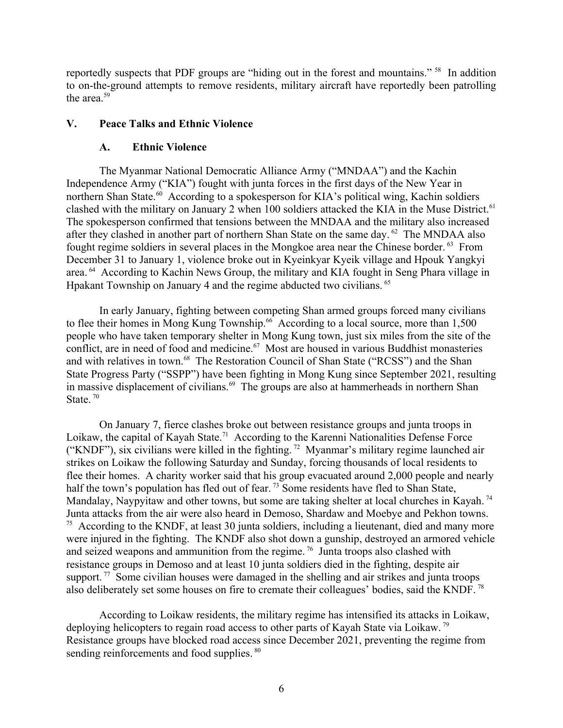reportedly suspects that PDF groups are "hiding out in the forest and mountains." [58] In addition to on-the-ground attempts to remove residents, military aircraft have reportedly been patrolling the area.[59]

## V. Peace Talks and Ethnic Violence

### A. Ethnic Violence

The Myanmar National Democratic Alliance Army ("MNDAA") and the Kachin Independence Army ("KIA") fought with junta forces in the first days of the New Year in northern Shan State.[60] According to a spokesperson for KIA's political wing, Kachin soldiers clashed with the military on January 2 when 100 soldiers attacked the KIA in the Muse District.[61] The spokesperson confirmed that tensions between the MNDAA and the military also increased after they clashed in another part of northern Shan State on the same day. [62] The MNDAA also fought regime soldiers in several places in the Mongkoe area near the Chinese border. [63] From December 31 to January 1, violence broke out in Kyeinkyar Kyeik village and Hpouk Yangkyi area. [64] According to Kachin News Group, the military and KIA fought in Seng Phara village in Hpakant Township on January 4 and the regime abducted two civilians. [65]

In early January, fighting between competing Shan armed groups forced many civilians to flee their homes in Mong Kung Township.[66] According to a local source, more than 1,500 people who have taken temporary shelter in Mong Kung town, just six miles from the site of the conflict, are in need of food and medicine.[67] Most are housed in various Buddhist monasteries and with relatives in town.[68] The Restoration Council of Shan State ("RCSS") and the Shan State Progress Party ("SSPP") have been fighting in Mong Kung since September 2021, resulting in massive displacement of civilians.[69] The groups are also at hammerheads in northern Shan State. [70]

On January 7, fierce clashes broke out between resistance groups and junta troops in Loikaw, the capital of Kayah State.[71] According to the Karenni Nationalities Defense Force ("KNDF"), six civilians were killed in the fighting. [72] Myanmar's military regime launched air strikes on Loikaw the following Saturday and Sunday, forcing thousands of local residents to flee their homes. A charity worker said that his group evacuated around 2,000 people and nearly half the town's population has fled out of fear. [73] Some residents have fled to Shan State, Mandalay, Naypyitaw and other towns, but some are taking shelter at local churches in Kayah. [74] Junta attacks from the air were also heard in Demoso, Shardaw and Moebye and Pekhon towns. [75] According to the KNDF, at least 30 junta soldiers, including a lieutenant, died and many more were injured in the fighting. The KNDF also shot down a gunship, destroyed an armored vehicle and seized weapons and ammunition from the regime. [76] Junta troops also clashed with resistance groups in Demoso and at least 10 junta soldiers died in the fighting, despite air support. [77] Some civilian houses were damaged in the shelling and air strikes and junta troops also deliberately set some houses on fire to cremate their colleagues' bodies, said the KNDF. [78]

According to Loikaw residents, the military regime has intensified its attacks in Loikaw, deploying helicopters to regain road access to other parts of Kayah State via Loikaw. [79] Resistance groups have blocked road access since December 2021, preventing the regime from sending reinforcements and food supplies. [80]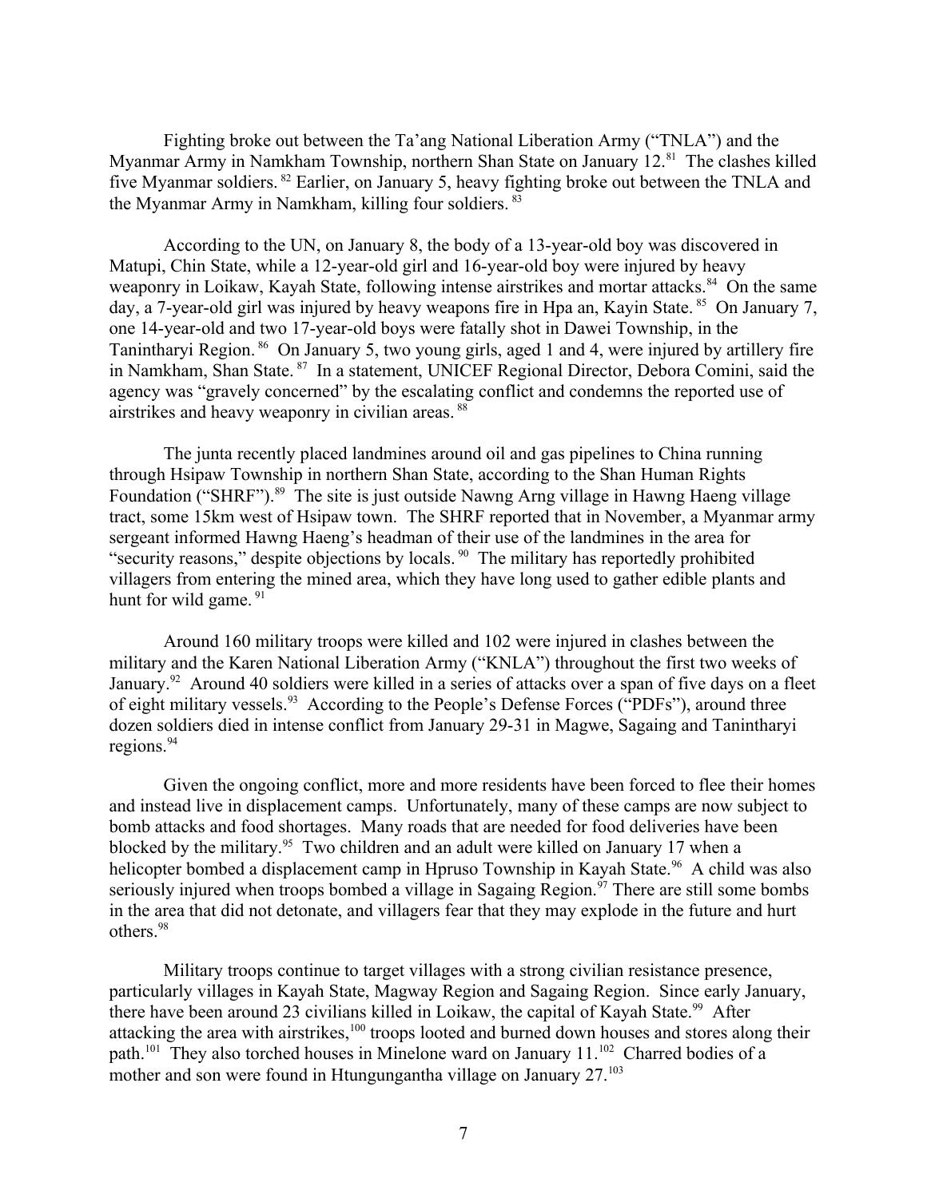Fighting broke out between the Ta'ang National Liberation Army ("TNLA") and the Myanmar Army in Namkham Township, northern Shan State on January 12.[81] The clashes killed five Myanmar soldiers.[82] Earlier, on January 5, heavy fighting broke out between the TNLA and the Myanmar Army in Namkham, killing four soldiers.[83]

According to the UN, on January 8, the body of a 13-year-old boy was discovered in Matupi, Chin State, while a 12-year-old girl and 16-year-old boy were injured by heavy weaponry in Loikaw, Kayah State, following intense airstrikes and mortar attacks.[84] On the same day, a 7-year-old girl was injured by heavy weapons fire in Hpa an, Kayin State.[85] On January 7, one 14-year-old and two 17-year-old boys were fatally shot in Dawei Township, in the Tanintharyi Region.[86] On January 5, two young girls, aged 1 and 4, were injured by artillery fire in Namkham, Shan State.[87] In a statement, UNICEF Regional Director, Debora Comini, said the agency was "gravely concerned" by the escalating conflict and condemns the reported use of airstrikes and heavy weaponry in civilian areas.[88]

The junta recently placed landmines around oil and gas pipelines to China running through Hsipaw Township in northern Shan State, according to the Shan Human Rights Foundation ("SHRF").[89] The site is just outside Nawng Arng village in Hawng Haeng village tract, some 15km west of Hsipaw town. The SHRF reported that in November, a Myanmar army sergeant informed Hawng Haeng's headman of their use of the landmines in the area for "security reasons," despite objections by locals.[90] The military has reportedly prohibited villagers from entering the mined area, which they have long used to gather edible plants and hunt for wild game.[91]

Around 160 military troops were killed and 102 were injured in clashes between the military and the Karen National Liberation Army ("KNLA") throughout the first two weeks of January.[92] Around 40 soldiers were killed in a series of attacks over a span of five days on a fleet of eight military vessels.[93] According to the People's Defense Forces ("PDFs"), around three dozen soldiers died in intense conflict from January 29-31 in Magwe, Sagaing and Tanintharyi regions.[94]

Given the ongoing conflict, more and more residents have been forced to flee their homes and instead live in displacement camps. Unfortunately, many of these camps are now subject to bomb attacks and food shortages. Many roads that are needed for food deliveries have been blocked by the military.[95] Two children and an adult were killed on January 17 when a helicopter bombed a displacement camp in Hpruso Township in Kayah State.[96] A child was also seriously injured when troops bombed a village in Sagaing Region.[97] There are still some bombs in the area that did not detonate, and villagers fear that they may explode in the future and hurt others.[98]

Military troops continue to target villages with a strong civilian resistance presence, particularly villages in Kayah State, Magway Region and Sagaing Region. Since early January, there have been around 23 civilians killed in Loikaw, the capital of Kayah State.[99] After attacking the area with airstrikes,[100] troops looted and burned down houses and stores along their path.[101] They also torched houses in Minelone ward on January 11.[102] Charred bodies of a mother and son were found in Htungungantha village on January 27.[103]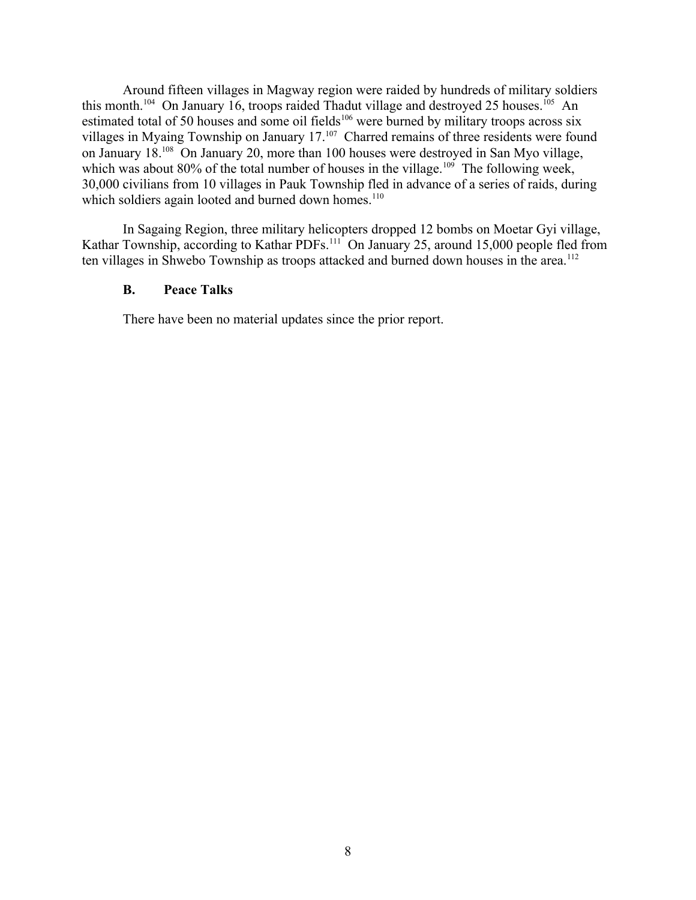Around fifteen villages in Magway region were raided by hundreds of military soldiers this month.[104] On January 16, troops raided Thadut village and destroyed 25 houses.[105] An estimated total of 50 houses and some oil fields[106] were burned by military troops across six villages in Myaing Township on January 17.[107] Charred remains of three residents were found on January 18.[108] On January 20, more than 100 houses were destroyed in San Myo village, which was about 80% of the total number of houses in the village.[109] The following week, 30,000 civilians from 10 villages in Pauk Township fled in advance of a series of raids, during which soldiers again looted and burned down homes.[110]

In Sagaing Region, three military helicopters dropped 12 bombs on Moetar Gyi village, Kathar Township, according to Kathar PDFs.[111] On January 25, around 15,000 people fled from ten villages in Shwebo Township as troops attacked and burned down houses in the area.[112]

### B. Peace Talks

There have been no material updates since the prior report.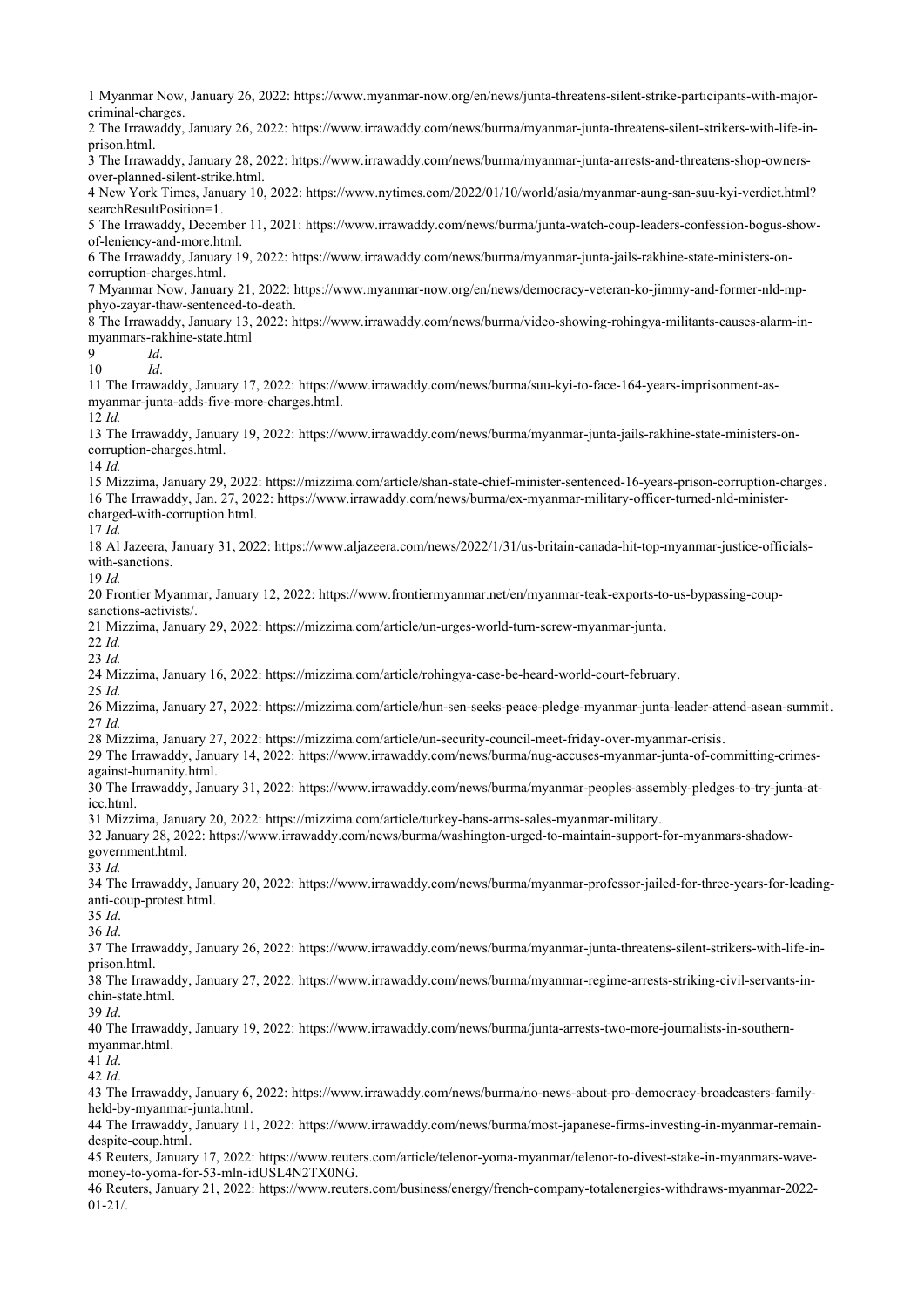1 Myanmar Now, January 26, 2022: https://www.myanmar-now.org/en/news/junta-threatens-silent-strike-participants-with-major-criminal-charges.

2 The Irrawaddy, January 26, 2022: https://www.irrawaddy.com/news/burma/myanmar-junta-threatens-silent-strikers-with-life-in-prison.html.

3 The Irrawaddy, January 28, 2022: https://www.irrawaddy.com/news/burma/myanmar-junta-arrests-and-threatens-shop-owners-over-planned-silent-strike.html.

4 New York Times, January 10, 2022: https://www.nytimes.com/2022/01/10/world/asia/myanmar-aung-san-suu-kyi-verdict.html?searchResultPosition=1.

5 The Irrawaddy, December 11, 2021: https://www.irrawaddy.com/news/burma/junta-watch-coup-leaders-confession-bogus-show-of-leniency-and-more.html.

6 The Irrawaddy, January 19, 2022: https://www.irrawaddy.com/news/burma/myanmar-junta-jails-rakhine-state-ministers-on-corruption-charges.html.

7 Myanmar Now, January 21, 2022: https://www.myanmar-now.org/en/news/democracy-veteran-ko-jimmy-and-former-nld-mp-phyo-zayar-thaw-sentenced-to-death.

8 The Irrawaddy, January 13, 2022: https://www.irrawaddy.com/news/burma/video-showing-rohingya-militants-causes-alarm-in-myanmars-rakhine-state.html

9 *Id*.

10 *Id*.

11 The Irrawaddy, January 17, 2022: https://www.irrawaddy.com/news/burma/suu-kyi-to-face-164-years-imprisonment-as-myanmar-junta-adds-five-more-charges.html.

12 *Id.*

13 The Irrawaddy, January 19, 2022: https://www.irrawaddy.com/news/burma/myanmar-junta-jails-rakhine-state-ministers-on-corruption-charges.html.

14 *Id.*

15 Mizzima, January 29, 2022: https://mizzima.com/article/shan-state-chief-minister-sentenced-16-years-prison-corruption-charges.

16 The Irrawaddy, Jan. 27, 2022: https://www.irrawaddy.com/news/burma/ex-myanmar-military-officer-turned-nld-minister-charged-with-corruption.html.

17 *Id.*

18 Al Jazeera, January 31, 2022: https://www.aljazeera.com/news/2022/1/31/us-britain-canada-hit-top-myanmar-justice-officials-with-sanctions.

19 *Id.*

20 Frontier Myanmar, January 12, 2022: https://www.frontiermyanmar.net/en/myanmar-teak-exports-to-us-bypassing-coup-sanctions-activists/.

21 Mizzima, January 29, 2022: https://mizzima.com/article/un-urges-world-turn-screw-myanmar-junta.

22 *Id.*

23 *Id.*

24 Mizzima, January 16, 2022: https://mizzima.com/article/rohingya-case-be-heard-world-court-february.

25 *Id.*

26 Mizzima, January 27, 2022: https://mizzima.com/article/hun-sen-seeks-peace-pledge-myanmar-junta-leader-attend-asean-summit.

27 *Id.*

28 Mizzima, January 27, 2022: https://mizzima.com/article/un-security-council-meet-friday-over-myanmar-crisis.

29 The Irrawaddy, January 14, 2022: https://www.irrawaddy.com/news/burma/nug-accuses-myanmar-junta-of-committing-crimes-against-humanity.html.

30 The Irrawaddy, January 31, 2022: https://www.irrawaddy.com/news/burma/myanmar-peoples-assembly-pledges-to-try-junta-at-icc.html.

31 Mizzima, January 20, 2022: https://mizzima.com/article/turkey-bans-arms-sales-myanmar-military.

32 January 28, 2022: https://www.irrawaddy.com/news/burma/washington-urged-to-maintain-support-for-myanmars-shadow-government.html.

33 *Id.*

34 The Irrawaddy, January 20, 2022: https://www.irrawaddy.com/news/burma/myanmar-professor-jailed-for-three-years-for-leading-anti-coup-protest.html.

35 *Id*.

36 *Id*.

37 The Irrawaddy, January 26, 2022: https://www.irrawaddy.com/news/burma/myanmar-junta-threatens-silent-strikers-with-life-in-prison.html.

38 The Irrawaddy, January 27, 2022: https://www.irrawaddy.com/news/burma/myanmar-regime-arrests-striking-civil-servants-in-chin-state.html.

39 *Id*.

40 The Irrawaddy, January 19, 2022: https://www.irrawaddy.com/news/burma/junta-arrests-two-more-journalists-in-southern-myanmar.html.

41 *Id*.

42 *Id*.

43 The Irrawaddy, January 6, 2022: https://www.irrawaddy.com/news/burma/no-news-about-pro-democracy-broadcasters-family-held-by-myanmar-junta.html.

44 The Irrawaddy, January 11, 2022: https://www.irrawaddy.com/news/burma/most-japanese-firms-investing-in-myanmar-remain-despite-coup.html.

45 Reuters, January 17, 2022: https://www.reuters.com/article/telenor-yoma-myanmar/telenor-to-divest-stake-in-myanmars-wave-money-to-yoma-for-53-mln-idUSL4N2TX0NG.

46 Reuters, January 21, 2022: https://www.reuters.com/business/energy/french-company-totalenergies-withdraws-myanmar-2022-01-21/.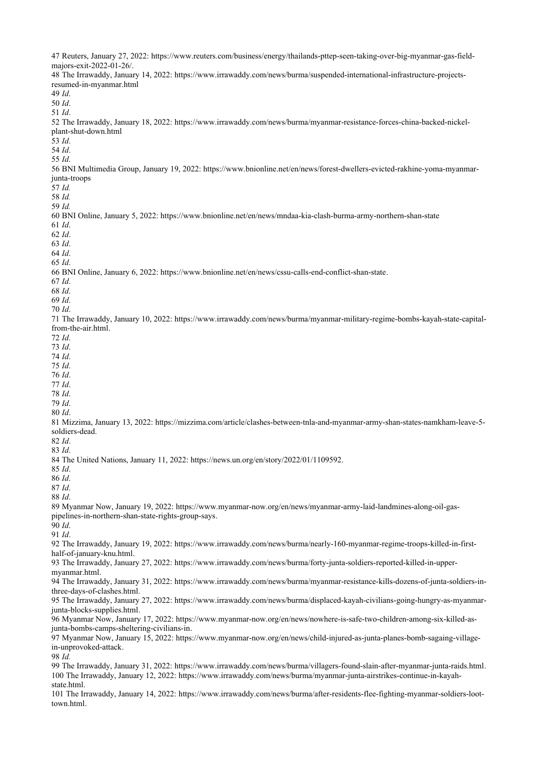47 Reuters, January 27, 2022: https://www.reuters.com/business/energy/thailands-pttep-seen-taking-over-big-myanmar-gas-field-majors-exit-2022-01-26/.

48 The Irrawaddy, January 14, 2022: https://www.irrawaddy.com/news/burma/suspended-international-infrastructure-projects-resumed-in-myanmar.html

49 *Id*.

50 *Id*.

51 *Id*.

52 The Irrawaddy, January 18, 2022: https://www.irrawaddy.com/news/burma/myanmar-resistance-forces-china-backed-nickel-plant-shut-down.html

53 *Id*.

54 *Id*.

55 *Id*.

56 BNI Multimedia Group, January 19, 2022: https://www.bnionline.net/en/news/forest-dwellers-evicted-rakhine-yoma-myanmar-junta-troops

57 *Id.*

58 *Id.*

59 *Id.*

60 BNI Online, January 5, 2022: https://www.bnionline.net/en/news/mndaa-kia-clash-burma-army-northern-shan-state

61 *Id*.

62 *Id*.

63 *Id*.

64 *Id*.

65 *Id*.

66 BNI Online, January 6, 2022: https://www.bnionline.net/en/news/cssu-calls-end-conflict-shan-state.

67 *Id*.

68 *Id*.

69 *Id*.

70 *Id*.

71 The Irrawaddy, January 10, 2022: https://www.irrawaddy.com/news/burma/myanmar-military-regime-bombs-kayah-state-capital-from-the-air.html.

72 *Id*.

73 *Id*.

74 *Id*.

75 *Id*.

76 *Id*.

77 *Id*.

78 *Id*.

79 *Id*.

80 *Id*.

81 Mizzima, January 13, 2022: https://mizzima.com/article/clashes-between-tnla-and-myanmar-army-shan-states-namkham-leave-5-soldiers-dead.

82 *Id*.

83 *Id*.

84 The United Nations, January 11, 2022: https://news.un.org/en/story/2022/01/1109592.

85 *Id*.

86 *Id*.

87 *Id*.

88 *Id*.

89 Myanmar Now, January 19, 2022: https://www.myanmar-now.org/en/news/myanmar-army-laid-landmines-along-oil-gas-pipelines-in-northern-shan-state-rights-group-says.

90 *Id*.

91 *Id*.

92 The Irrawaddy, January 19, 2022: https://www.irrawaddy.com/news/burma/nearly-160-myanmar-regime-troops-killed-in-first-half-of-january-knu.html.

93 The Irrawaddy, January 27, 2022: https://www.irrawaddy.com/news/burma/forty-junta-soldiers-reported-killed-in-upper-myanmar.html.

94 The Irrawaddy, January 31, 2022: https://www.irrawaddy.com/news/burma/myanmar-resistance-kills-dozens-of-junta-soldiers-in-three-days-of-clashes.html.

95 The Irrawaddy, January 27, 2022: https://www.irrawaddy.com/news/burma/displaced-kayah-civilians-going-hungry-as-myanmar-junta-blocks-supplies.html.

96 Myanmar Now, January 17, 2022: https://www.myanmar-now.org/en/news/nowhere-is-safe-two-children-among-six-killed-as-junta-bombs-camps-sheltering-civilians-in.

97 Myanmar Now, January 15, 2022: https://www.myanmar-now.org/en/news/child-injured-as-junta-planes-bomb-sagaing-village-in-unprovoked-attack.

98 *Id.*

99 The Irrawaddy, January 31, 2022: https://www.irrawaddy.com/news/burma/villagers-found-slain-after-myanmar-junta-raids.html.

100 The Irrawaddy, January 12, 2022: https://www.irrawaddy.com/news/burma/myanmar-junta-airstrikes-continue-in-kayah-state.html.

101 The Irrawaddy, January 14, 2022: https://www.irrawaddy.com/news/burma/after-residents-flee-fighting-myanmar-soldiers-loot-town.html.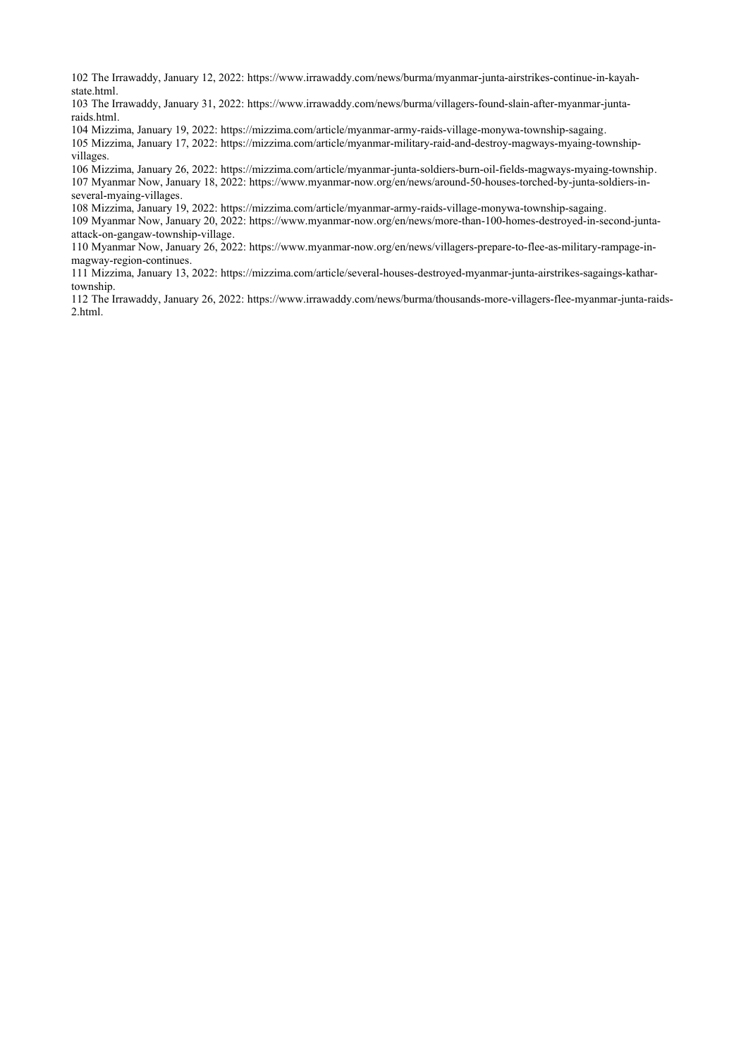102 The Irrawaddy, January 12, 2022: https://www.irrawaddy.com/news/burma/myanmar-junta-airstrikes-continue-in-kayah-state.html.

103 The Irrawaddy, January 31, 2022: https://www.irrawaddy.com/news/burma/villagers-found-slain-after-myanmar-junta-raids.html.

104 Mizzima, January 19, 2022: https://mizzima.com/article/myanmar-army-raids-village-monywa-township-sagaing.

105 Mizzima, January 17, 2022: https://mizzima.com/article/myanmar-military-raid-and-destroy-magways-myaing-township-villages.

106 Mizzima, January 26, 2022: https://mizzima.com/article/myanmar-junta-soldiers-burn-oil-fields-magways-myaing-township.

107 Myanmar Now, January 18, 2022: https://www.myanmar-now.org/en/news/around-50-houses-torched-by-junta-soldiers-in-several-myaing-villages.

108 Mizzima, January 19, 2022: https://mizzima.com/article/myanmar-army-raids-village-monywa-township-sagaing.

109 Myanmar Now, January 20, 2022: https://www.myanmar-now.org/en/news/more-than-100-homes-destroyed-in-second-junta-attack-on-gangaw-township-village.

110 Myanmar Now, January 26, 2022: https://www.myanmar-now.org/en/news/villagers-prepare-to-flee-as-military-rampage-in-magway-region-continues.

111 Mizzima, January 13, 2022: https://mizzima.com/article/several-houses-destroyed-myanmar-junta-airstrikes-sagaings-kathar-township.

112 The Irrawaddy, January 26, 2022: https://www.irrawaddy.com/news/burma/thousands-more-villagers-flee-myanmar-junta-raids-2.html.